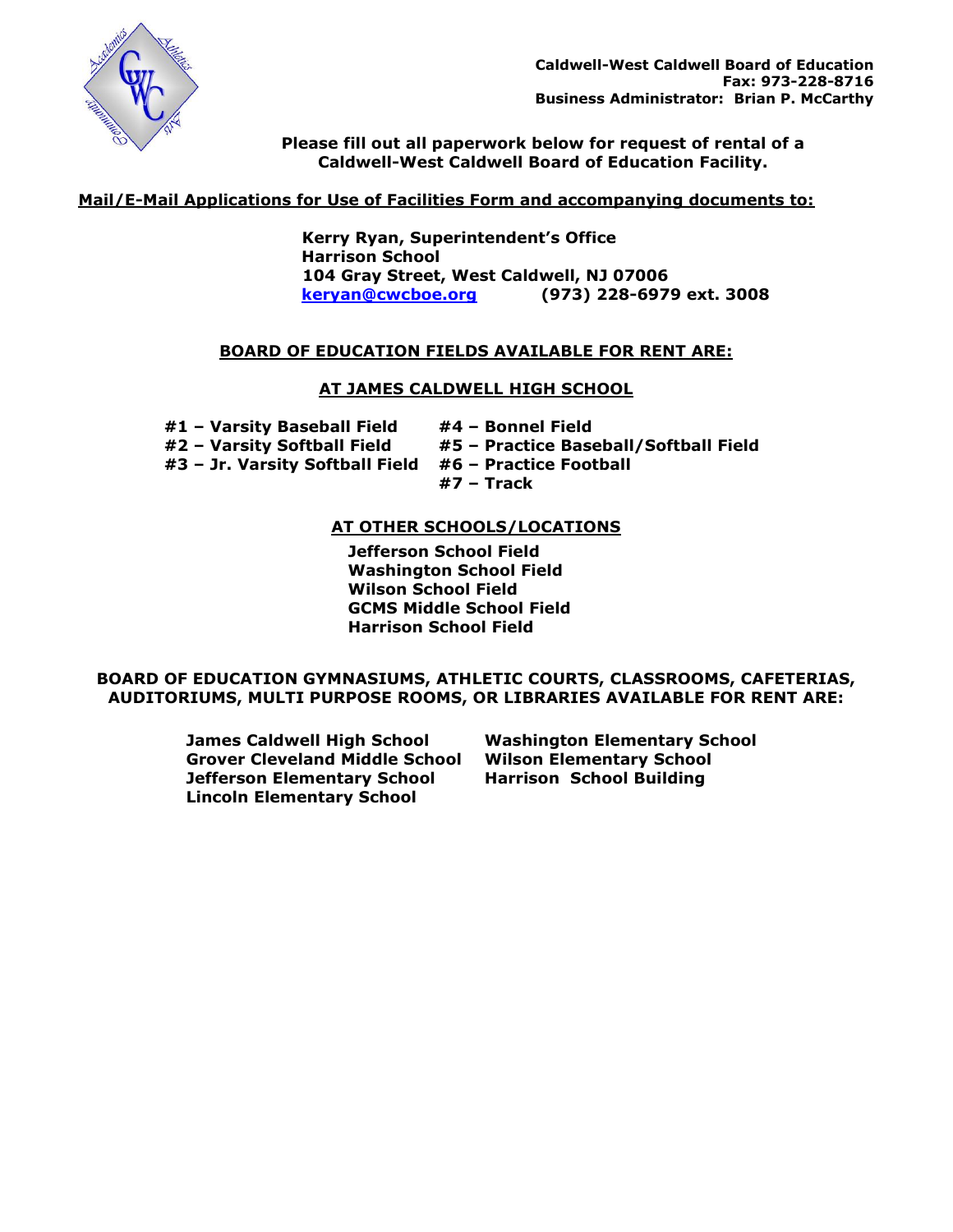**Caldwell-West Caldwell Board of Education**
**Fax: 973-228-8716**
**Business Administrator: Brian P. McCarthy**

**Please fill out all paperwork below for request of rental of a Caldwell-West Caldwell Board of Education Facility.**

**Mail/E-Mail Applications for Use of Facilities Form and accompanying documents to:**

**Kerry Ryan, Superintendent's Office**
**Harrison School**
**104 Gray Street, West Caldwell, NJ 07006**
**keryan@cwcboe.org (973) 228-6979 ext. 3008**

## BOARD OF EDUCATION FIELDS AVAILABLE FOR RENT ARE:

### AT JAMES CALDWELL HIGH SCHOOL

- **#1 – Varsity Baseball Field**
- **#2 – Varsity Softball Field**
- **#3 – Jr. Varsity Softball Field**
- **#4 – Bonnel Field**
- **#5 – Practice Baseball/Softball Field**
- **#6 – Practice Football**
- **#7 – Track**

### AT OTHER SCHOOLS/LOCATIONS

- **Jefferson School Field**
- **Washington School Field**
- **Wilson School Field**
- **GCMS Middle School Field**
- **Harrison School Field**

## BOARD OF EDUCATION GYMNASIUMS, ATHLETIC COURTS, CLASSROOMS, CAFETERIAS, AUDITORIUMS, MULTI PURPOSE ROOMS, OR LIBRARIES AVAILABLE FOR RENT ARE:

- **James Caldwell High School**
- **Grover Cleveland Middle School**
- **Jefferson Elementary School**
- **Lincoln Elementary School**
- **Washington Elementary School**
- **Wilson Elementary School**
- **Harrison School Building**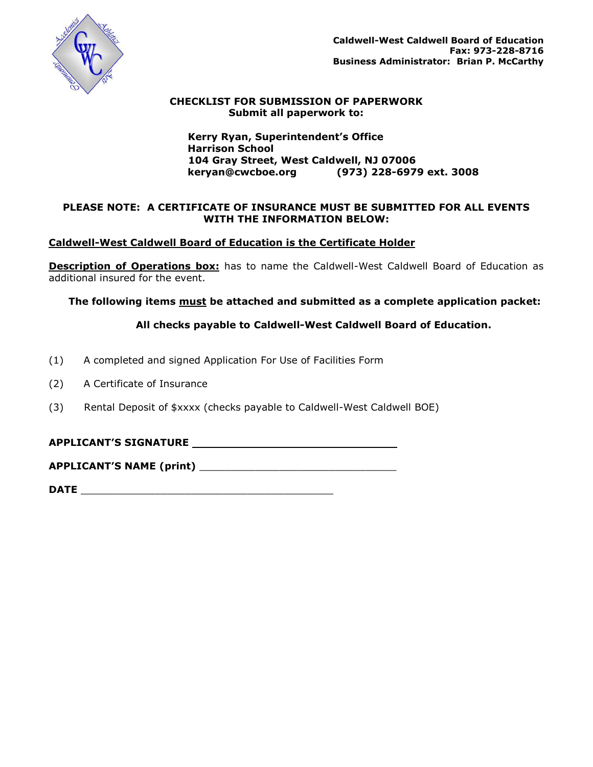**Caldwell-West Caldwell Board of Education**
**Fax: 973-228-8716**
**Business Administrator: Brian P. McCarthy**

## CHECKLIST FOR SUBMISSION OF PAPERWORK

**Submit all paperwork to:**

**Kerry Ryan, Superintendent's Office**
**Harrison School**
**104 Gray Street, West Caldwell, NJ 07006**
**keryan@cwcboe.org (973) 228-6979 ext. 3008**

**PLEASE NOTE: A CERTIFICATE OF INSURANCE MUST BE SUBMITTED FOR ALL EVENTS WITH THE INFORMATION BELOW:**

**Caldwell-West Caldwell Board of Education is the Certificate Holder**

**Description of Operations box:** has to name the Caldwell-West Caldwell Board of Education as additional insured for the event.

**The following items must be attached and submitted as a complete application packet:**

**All checks payable to Caldwell-West Caldwell Board of Education.**

(1) A completed and signed Application For Use of Facilities Form

(2) A Certificate of Insurance

(3) Rental Deposit of $xxxx (checks payable to Caldwell-West Caldwell BOE)

**APPLICANT'S SIGNATURE** ________________________________

**APPLICANT'S NAME (print)** ________________________________

**DATE** ________________________________________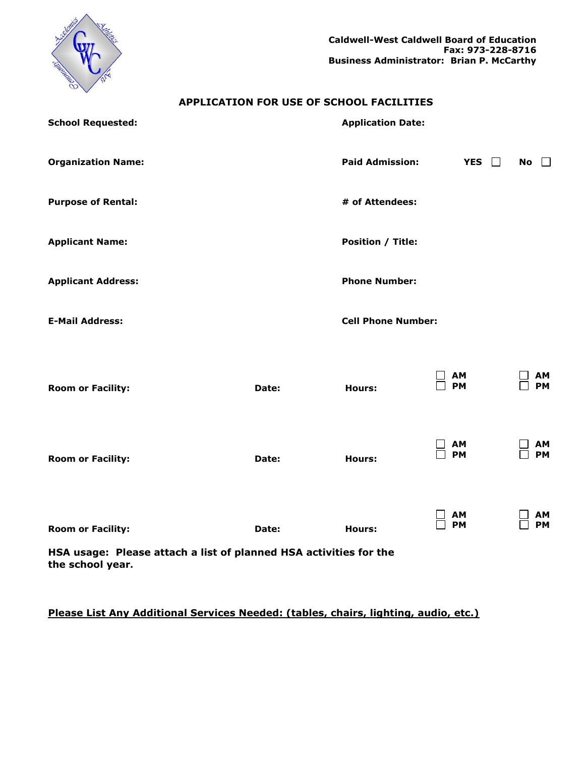**Caldwell-West Caldwell Board of Education**
**Fax: 973-228-8716**
**Business Administrator: Brian P. McCarthy**

# APPLICATION FOR USE OF SCHOOL FACILITIES

**School Requested:** | **Application Date:**

**Organization Name:** | **Paid Admission:** YES ☐ No ☐

**Purpose of Rental:** | **# of Attendees:**

**Applicant Name:** | **Position / Title:**

**Applicant Address:** | **Phone Number:**

**E-Mail Address:** | **Cell Phone Number:**

| Room or Facility: | Date: | Hours: | ☐ AM ☐ PM | ☐ AM ☐ PM |
|---|---|---|---|---|
| **Room or Facility:** | **Date:** | **Hours:** | ☐ AM ☐ PM | ☐ AM ☐ PM |
| **Room or Facility:** | **Date:** | **Hours:** | ☐ AM ☐ PM | ☐ AM ☐ PM |

**HSA usage: Please attach a list of planned HSA activities for the the school year.**

**<u>Please List Any Additional Services Needed: (tables, chairs, lighting, audio, etc.)</u>**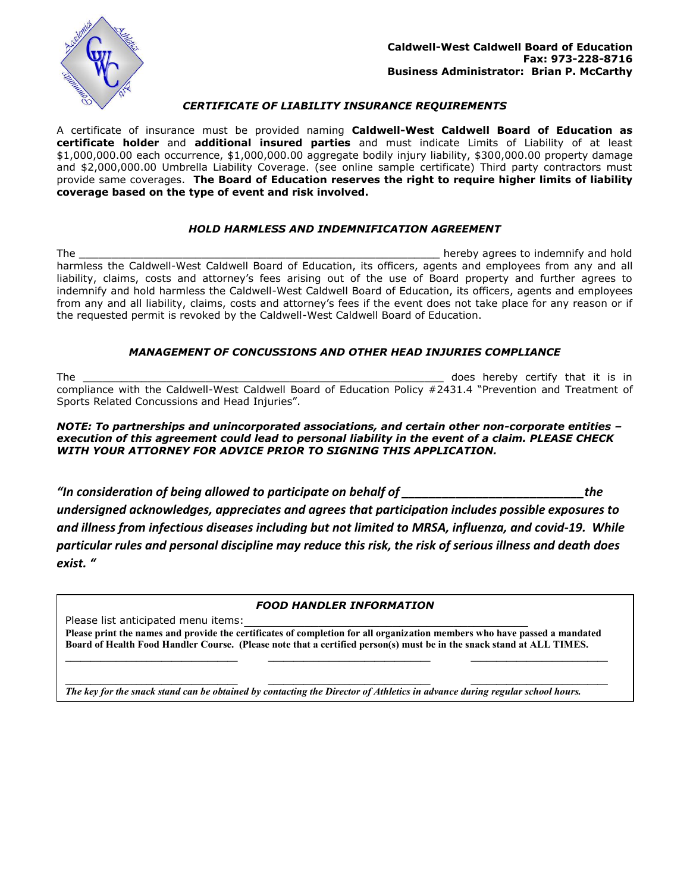**Caldwell-West Caldwell Board of Education**
**Fax: 973-228-8716**
**Business Administrator: Brian P. McCarthy**

### *CERTIFICATE OF LIABILITY INSURANCE REQUIREMENTS*

A certificate of insurance must be provided naming **Caldwell-West Caldwell Board of Education as certificate holder** and **additional insured parties** and must indicate Limits of Liability of at least $1,000,000.00 each occurrence, $1,000,000.00 aggregate bodily injury liability, $300,000.00 property damage and $2,000,000.00 Umbrella Liability Coverage. (see online sample certificate) Third party contractors must provide same coverages. **The Board of Education reserves the right to require higher limits of liability coverage based on the type of event and risk involved.**

### *HOLD HARMLESS AND INDEMNIFICATION AGREEMENT*

The ________________________________________________________ hereby agrees to indemnify and hold harmless the Caldwell-West Caldwell Board of Education, its officers, agents and employees from any and all liability, claims, costs and attorney's fees arising out of the use of Board property and further agrees to indemnify and hold harmless the Caldwell-West Caldwell Board of Education, its officers, agents and employees from any and all liability, claims, costs and attorney's fees if the event does not take place for any reason or if the requested permit is revoked by the Caldwell-West Caldwell Board of Education.

### *MANAGEMENT OF CONCUSSIONS AND OTHER HEAD INJURIES COMPLIANCE*

The ________________________________________________________ does hereby certify that it is in compliance with the Caldwell-West Caldwell Board of Education Policy #2431.4 "Prevention and Treatment of Sports Related Concussions and Head Injuries".

***NOTE: To partnerships and unincorporated associations, and certain other non-corporate entities – execution of this agreement could lead to personal liability in the event of a claim. PLEASE CHECK WITH YOUR ATTORNEY FOR ADVICE PRIOR TO SIGNING THIS APPLICATION.***

***"In consideration of being allowed to participate on behalf of _________________________ the undersigned acknowledges, appreciates and agrees that participation includes possible exposures to and illness from infectious diseases including but not limited to MRSA, influenza, and covid-19. While particular rules and personal discipline may reduce this risk, the risk of serious illness and death does exist. "***

### *FOOD HANDLER INFORMATION*

Please list anticipated menu items: ______________________________________________

**Please print the names and provide the certificates of completion for all organization members who have passed a mandated Board of Health Food Handler Course. (Please note that a certified person(s) must be in the snack stand at ALL TIMES.**

____________________________ ____________________________ ____________________________

____________________________ ____________________________ ____________________________

***The key for the snack stand can be obtained by contacting the Director of Athletics in advance during regular school hours.***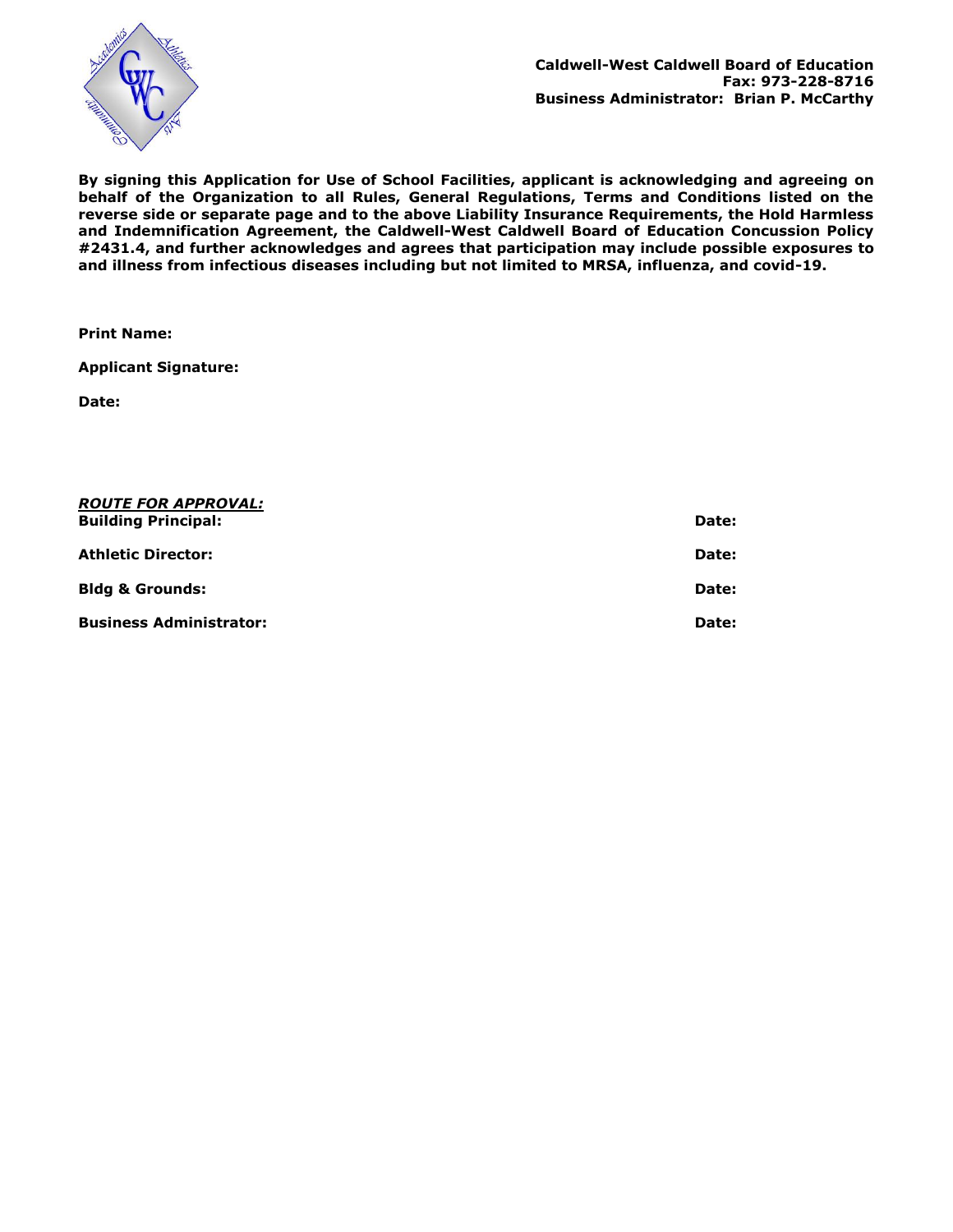**Caldwell-West Caldwell Board of Education**
**Fax: 973-228-8716**
**Business Administrator: Brian P. McCarthy**

**By signing this Application for Use of School Facilities, applicant is acknowledging and agreeing on behalf of the Organization to all Rules, General Regulations, Terms and Conditions listed on the reverse side or separate page and to the above Liability Insurance Requirements, the Hold Harmless and Indemnification Agreement, the Caldwell-West Caldwell Board of Education Concussion Policy #2431.4, and further acknowledges and agrees that participation may include possible exposures to and illness from infectious diseases including but not limited to MRSA, influenza, and covid-19.**

**Print Name:**

**Applicant Signature:**

**Date:**

***ROUTE FOR APPROVAL:***

| | |
|---|---|
| **Building Principal:** | **Date:** |
| **Athletic Director:** | **Date:** |
| **Bldg & Grounds:** | **Date:** |
| **Business Administrator:** | **Date:** |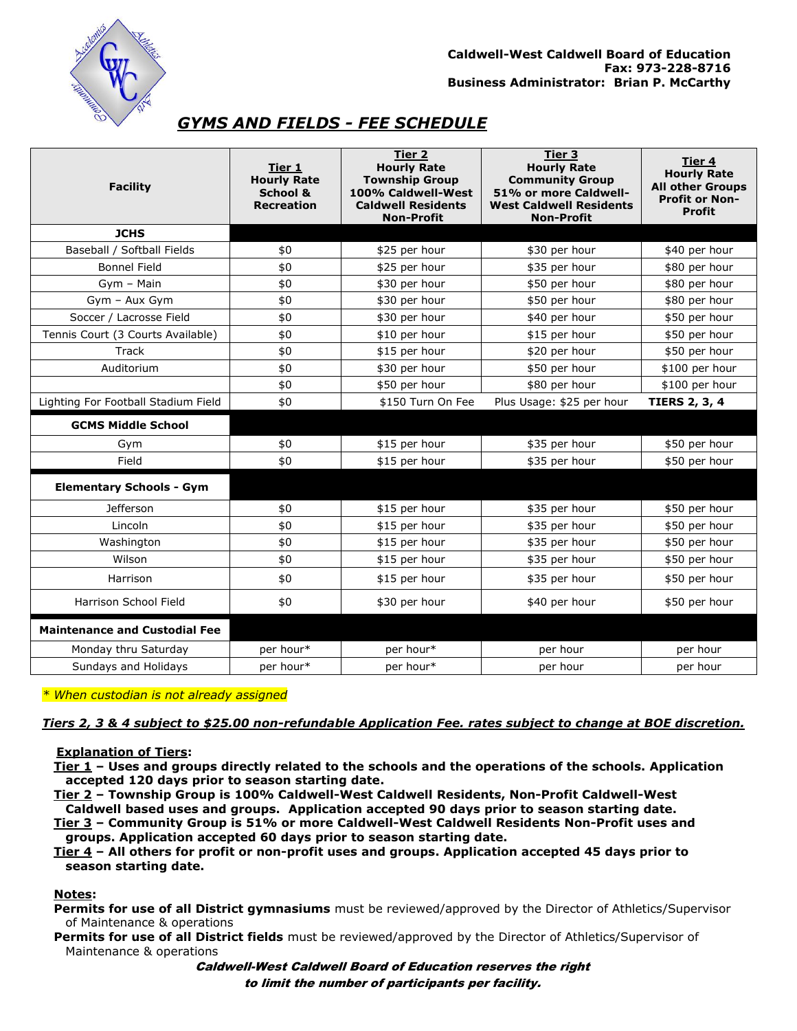**Caldwell-West Caldwell Board of Education**
**Fax: 973-228-8716**
**Business Administrator: Brian P. McCarthy**

## ***GYMS AND FIELDS - FEE SCHEDULE***

| Facility | Tier 1 Hourly Rate School & Recreation | Tier 2 Hourly Rate Township Group 100% Caldwell-West Caldwell Residents Non-Profit | Tier 3 Hourly Rate Community Group 51% or more Caldwell-West Caldwell Residents Non-Profit | Tier 4 Hourly Rate All other Groups Profit or Non-Profit |
|---|---|---|---|---|
| **JCHS** | | | | |
| Baseball / Softball Fields | $0 | $25 per hour | $30 per hour | $40 per hour |
| Bonnel Field | $0 | $25 per hour | $35 per hour | $80 per hour |
| Gym – Main | $0 | $30 per hour | $50 per hour | $80 per hour |
| Gym – Aux Gym | $0 | $30 per hour | $50 per hour | $80 per hour |
| Soccer / Lacrosse Field | $0 | $30 per hour | $40 per hour | $50 per hour |
| Tennis Court (3 Courts Available) | $0 | $10 per hour | $15 per hour | $50 per hour |
| Track | $0 | $15 per hour | $20 per hour | $50 per hour |
| Auditorium | $0 | $30 per hour | $50 per hour | $100 per hour |
| | $0 | $50 per hour | $80 per hour | $100 per hour |
| Lighting For Football Stadium Field | $0 | $150 Turn On Fee | Plus Usage: $25 per hour | **TIERS 2, 3, 4** |
| **GCMS Middle School** | | | | |
| Gym | $0 | $15 per hour | $35 per hour | $50 per hour |
| Field | $0 | $15 per hour | $35 per hour | $50 per hour |
| **Elementary Schools - Gym** | | | | |
| Jefferson | $0 | $15 per hour | $35 per hour | $50 per hour |
| Lincoln | $0 | $15 per hour | $35 per hour | $50 per hour |
| Washington | $0 | $15 per hour | $35 per hour | $50 per hour |
| Wilson | $0 | $15 per hour | $35 per hour | $50 per hour |
| Harrison | $0 | $15 per hour | $35 per hour | $50 per hour |
| Harrison School Field | $0 | $30 per hour | $40 per hour | $50 per hour |
| **Maintenance and Custodial Fee** | | | | |
| Monday thru Saturday | per hour* | per hour* | per hour | per hour |
| Sundays and Holidays | per hour* | per hour* | per hour | per hour |

*\* When custodian is not already assigned*

***Tiers 2, 3 & 4 subject to $25.00 non-refundable Application Fee. rates subject to change at BOE discretion.***

**Explanation of Tiers:**

**Tier 1 – Uses and groups directly related to the schools and the operations of the schools. Application accepted 120 days prior to season starting date.**

**Tier 2 – Township Group is 100% Caldwell-West Caldwell Residents, Non-Profit Caldwell-West Caldwell based uses and groups. Application accepted 90 days prior to season starting date.**

**Tier 3 – Community Group is 51% or more Caldwell-West Caldwell Residents Non-Profit uses and groups. Application accepted 60 days prior to season starting date.**

**Tier 4 – All others for profit or non-profit uses and groups. Application accepted 45 days prior to season starting date.**

**Notes:**

**Permits for use of all District gymnasiums** must be reviewed/approved by the Director of Athletics/Supervisor of Maintenance & operations

**Permits for use of all District fields** must be reviewed/approved by the Director of Athletics/Supervisor of Maintenance & operations

***Caldwell-West Caldwell Board of Education reserves the right to limit the number of participants per facility.***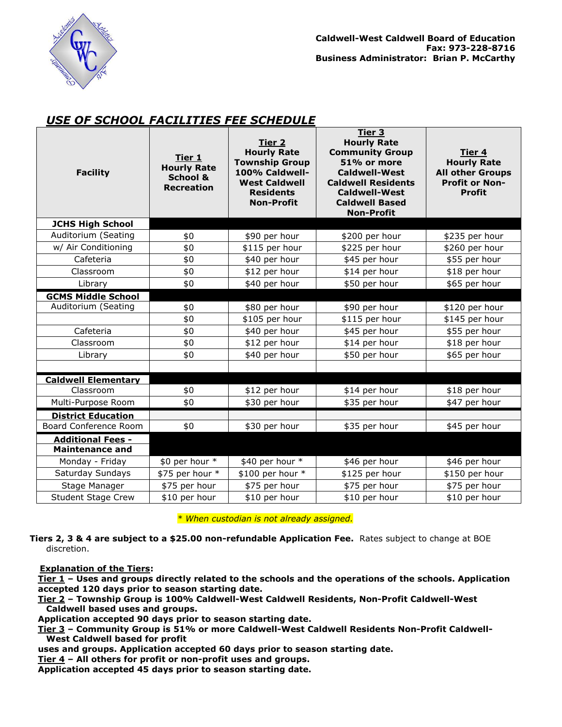**Caldwell-West Caldwell Board of Education**
**Fax: 973-228-8716**
**Business Administrator: Brian P. McCarthy**

## *USE OF SCHOOL FACILITIES FEE SCHEDULE*

| Facility | Tier 1 Hourly Rate School & Recreation | Tier 2 Hourly Rate Township Group 100% Caldwell-West Caldwell Residents Non-Profit | Tier 3 Hourly Rate Community Group 51% or more Caldwell-West Caldwell Residents Caldwell-West Caldwell Based Non-Profit | Tier 4 Hourly Rate All other Groups Profit or Non-Profit |
|---|---|---|---|---|
| **JCHS High School** | | | | |
| Auditorium (Seating | $0 | $90 per hour | $200 per hour | $235 per hour |
| w/ Air Conditioning | $0 | $115 per hour | $225 per hour | $260 per hour |
| Cafeteria | $0 | $40 per hour | $45 per hour | $55 per hour |
| Classroom | $0 | $12 per hour | $14 per hour | $18 per hour |
| Library | $0 | $40 per hour | $50 per hour | $65 per hour |
| **GCMS Middle School** | | | | |
| Auditorium (Seating | $0 | $80 per hour | $90 per hour | $120 per hour |
| | $0 | $105 per hour | $115 per hour | $145 per hour |
| Cafeteria | $0 | $40 per hour | $45 per hour | $55 per hour |
| Classroom | $0 | $12 per hour | $14 per hour | $18 per hour |
| Library | $0 | $40 per hour | $50 per hour | $65 per hour |
| | | | | |
| **Caldwell Elementary** | | | | |
| Classroom | $0 | $12 per hour | $14 per hour | $18 per hour |
| Multi-Purpose Room | $0 | $30 per hour | $35 per hour | $47 per hour |
| **District Education** | | | | |
| Board Conference Room | $0 | $30 per hour | $35 per hour | $45 per hour |
| **Additional Fees - Maintenance and** | | | | |
| Monday - Friday | $0 per hour * | $40 per hour * | $46 per hour | $46 per hour |
| Saturday Sundays | $75 per hour * | $100 per hour * | $125 per hour | $150 per hour |
| Stage Manager | $75 per hour | $75 per hour | $75 per hour | $75 per hour |
| Student Stage Crew | $10 per hour | $10 per hour | $10 per hour | $10 per hour |

*\* When custodian is not already assigned.*

**Tiers 2, 3 & 4 are subject to a $25.00 non-refundable Application Fee.** Rates subject to change at BOE discretion.

**Explanation of the Tiers:**

**Tier 1 – Uses and groups directly related to the schools and the operations of the schools. Application accepted 120 days prior to season starting date.**

**Tier 2 – Township Group is 100% Caldwell-West Caldwell Residents, Non-Profit Caldwell-West Caldwell based uses and groups.**
**Application accepted 90 days prior to season starting date.**

**Tier 3 – Community Group is 51% or more Caldwell-West Caldwell Residents Non-Profit Caldwell-West Caldwell based for profit uses and groups. Application accepted 60 days prior to season starting date.**

**Tier 4 – All others for profit or non-profit uses and groups.**
**Application accepted 45 days prior to season starting date.**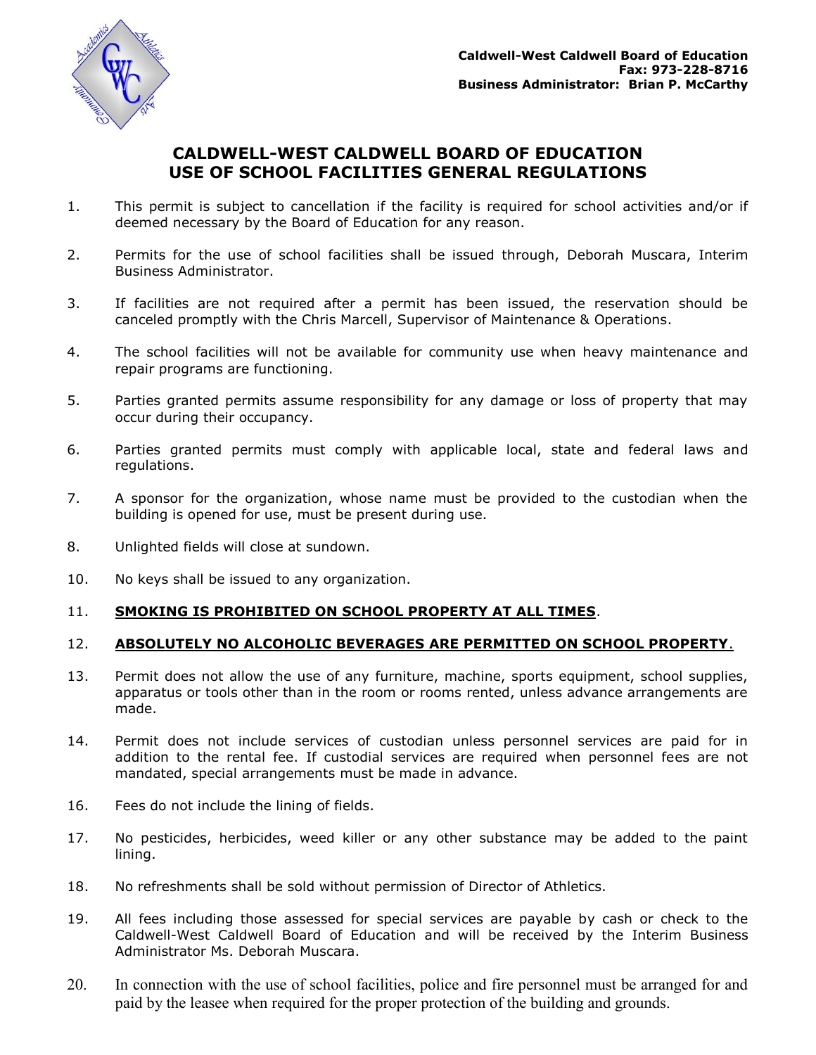**Caldwell-West Caldwell Board of Education**
**Fax: 973-228-8716**
**Business Administrator: Brian P. McCarthy**

## CALDWELL-WEST CALDWELL BOARD OF EDUCATION
## USE OF SCHOOL FACILITIES GENERAL REGULATIONS

1. This permit is subject to cancellation if the facility is required for school activities and/or if deemed necessary by the Board of Education for any reason.

2. Permits for the use of school facilities shall be issued through, Deborah Muscara, Interim Business Administrator.

3. If facilities are not required after a permit has been issued, the reservation should be canceled promptly with the Chris Marcell, Supervisor of Maintenance & Operations.

4. The school facilities will not be available for community use when heavy maintenance and repair programs are functioning.

5. Parties granted permits assume responsibility for any damage or loss of property that may occur during their occupancy.

6. Parties granted permits must comply with applicable local, state and federal laws and regulations.

7. A sponsor for the organization, whose name must be provided to the custodian when the building is opened for use, must be present during use.

8. Unlighted fields will close at sundown.

10. No keys shall be issued to any organization.

11. **<u>SMOKING IS PROHIBITED ON SCHOOL PROPERTY AT ALL TIMES</u>**.

12. **<u>ABSOLUTELY NO ALCOHOLIC BEVERAGES ARE PERMITTED ON SCHOOL PROPERTY</u>**.

13. Permit does not allow the use of any furniture, machine, sports equipment, school supplies, apparatus or tools other than in the room or rooms rented, unless advance arrangements are made.

14. Permit does not include services of custodian unless personnel services are paid for in addition to the rental fee. If custodial services are required when personnel fees are not mandated, special arrangements must be made in advance.

16. Fees do not include the lining of fields.

17. No pesticides, herbicides, weed killer or any other substance may be added to the paint lining.

18. No refreshments shall be sold without permission of Director of Athletics.

19. All fees including those assessed for special services are payable by cash or check to the Caldwell-West Caldwell Board of Education and will be received by the Interim Business Administrator Ms. Deborah Muscara.

20. In connection with the use of school facilities, police and fire personnel must be arranged for and paid by the leasee when required for the proper protection of the building and grounds.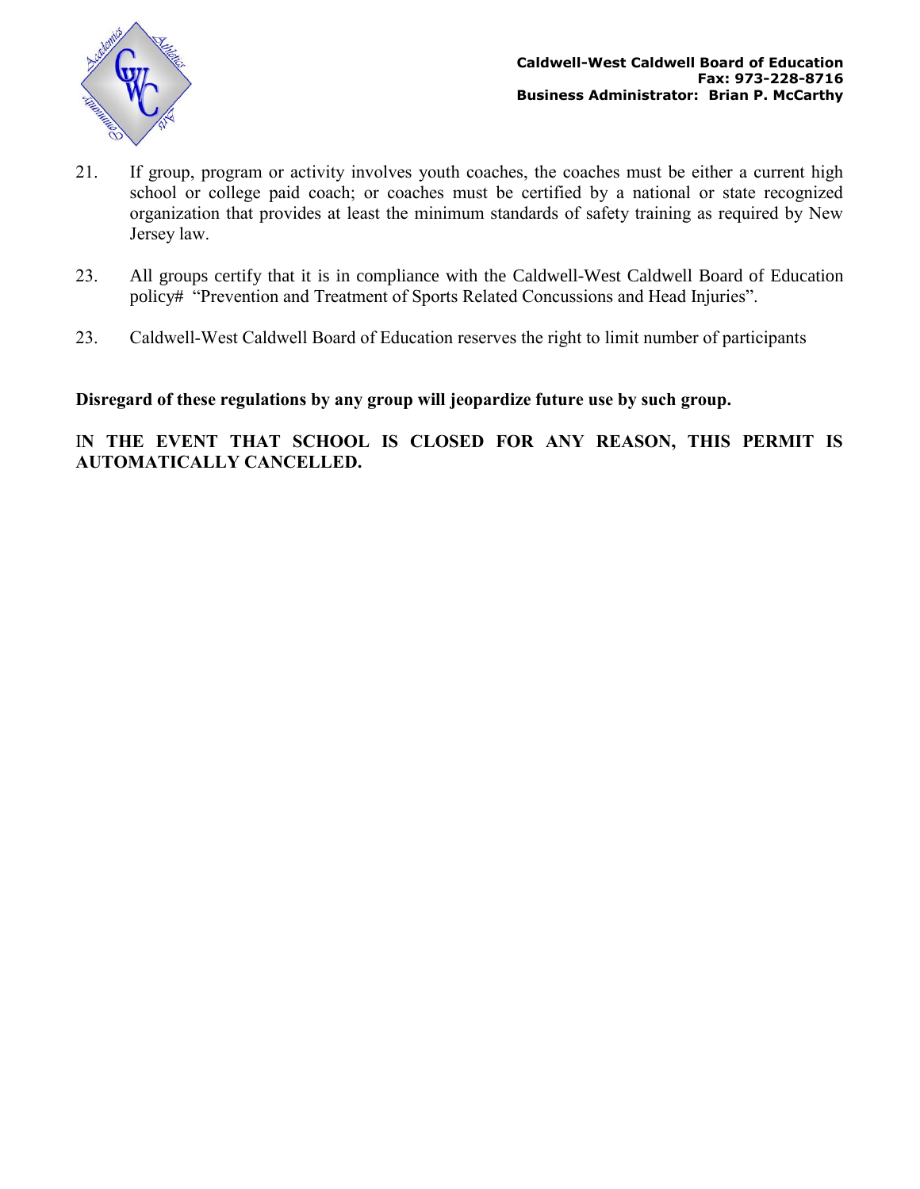21. If group, program or activity involves youth coaches, the coaches must be either a current high school or college paid coach; or coaches must be certified by a national or state recognized organization that provides at least the minimum standards of safety training as required by New Jersey law.

23. All groups certify that it is in compliance with the Caldwell-West Caldwell Board of Education policy# "Prevention and Treatment of Sports Related Concussions and Head Injuries".

23. Caldwell-West Caldwell Board of Education reserves the right to limit number of participants

**Disregard of these regulations by any group will jeopardize future use by such group.**

**IN THE EVENT THAT SCHOOL IS CLOSED FOR ANY REASON, THIS PERMIT IS AUTOMATICALLY CANCELLED.**